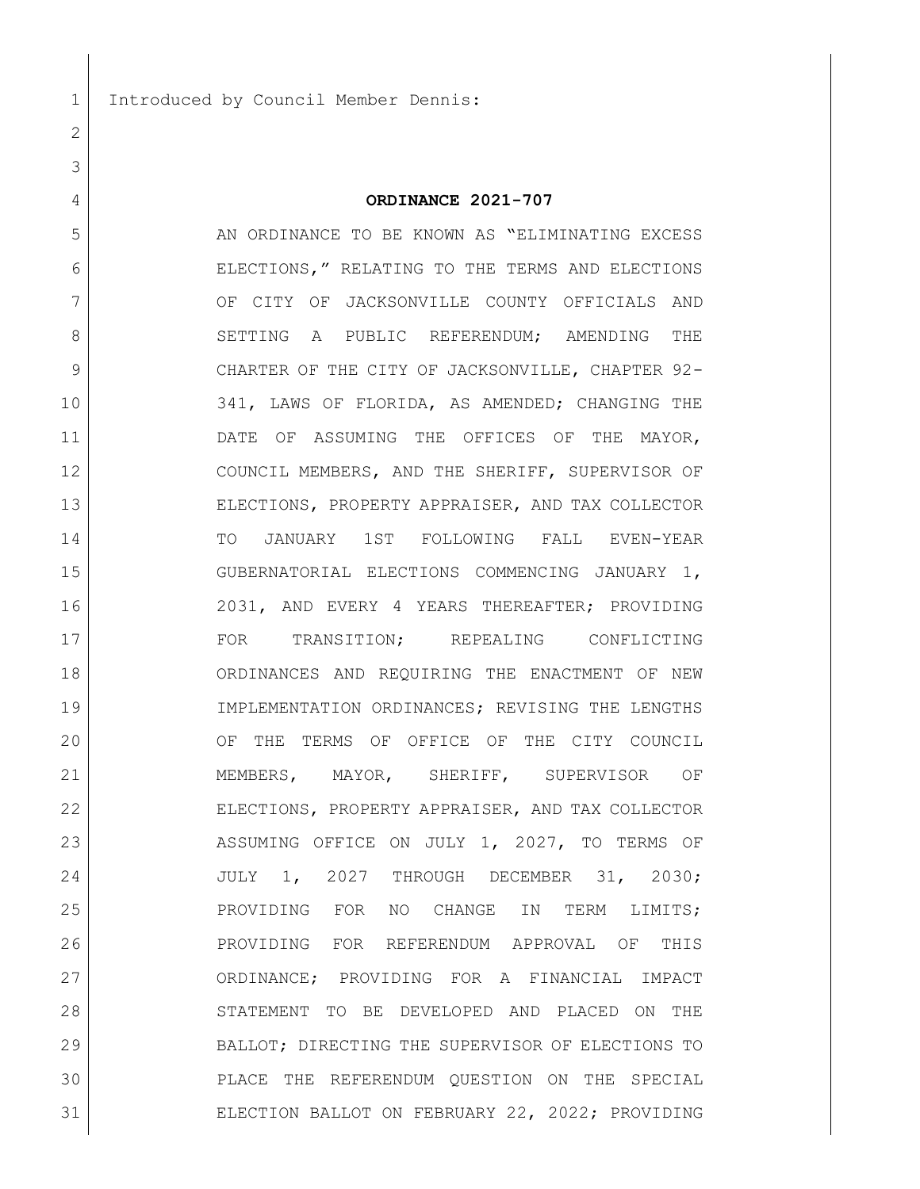Introduced by Council Member Dennis:

# ORDINANCE 2021-707

AN ORDINANCE TO BE KNOWN AS "ELIMINATING EXCESS ELECTIONS," RELATING TO THE TERMS AND ELECTIONS OF CITY OF JACKSONVILLE COUNTY OFFICIALS AND SETTING A PUBLIC REFERENDUM; AMENDING THE CHARTER OF THE CITY OF JACKSONVILLE, CHAPTER 92-341, LAWS OF FLORIDA, AS AMENDED; CHANGING THE DATE OF ASSUMING THE OFFICES OF THE MAYOR, COUNCIL MEMBERS, AND THE SHERIFF, SUPERVISOR OF ELECTIONS, PROPERTY APPRAISER, AND TAX COLLECTOR TO JANUARY 1ST FOLLOWING FALL EVEN-YEAR GUBERNATORIAL ELECTIONS COMMENCING JANUARY 1, 2031, AND EVERY 4 YEARS THEREAFTER; PROVIDING FOR TRANSITION; REPEALING CONFLICTING ORDINANCES AND REQUIRING THE ENACTMENT OF NEW IMPLEMENTATION ORDINANCES; REVISING THE LENGTHS OF THE TERMS OF OFFICE OF THE CITY COUNCIL MEMBERS, MAYOR, SHERIFF, SUPERVISOR OF ELECTIONS, PROPERTY APPRAISER, AND TAX COLLECTOR ASSUMING OFFICE ON JULY 1, 2027, TO TERMS OF JULY 1, 2027 THROUGH DECEMBER 31, 2030; PROVIDING FOR NO CHANGE IN TERM LIMITS; PROVIDING FOR REFERENDUM APPROVAL OF THIS ORDINANCE; PROVIDING FOR A FINANCIAL IMPACT STATEMENT TO BE DEVELOPED AND PLACED ON THE BALLOT; DIRECTING THE SUPERVISOR OF ELECTIONS TO PLACE THE REFERENDUM QUESTION ON THE SPECIAL ELECTION BALLOT ON FEBRUARY 22, 2022; PROVIDING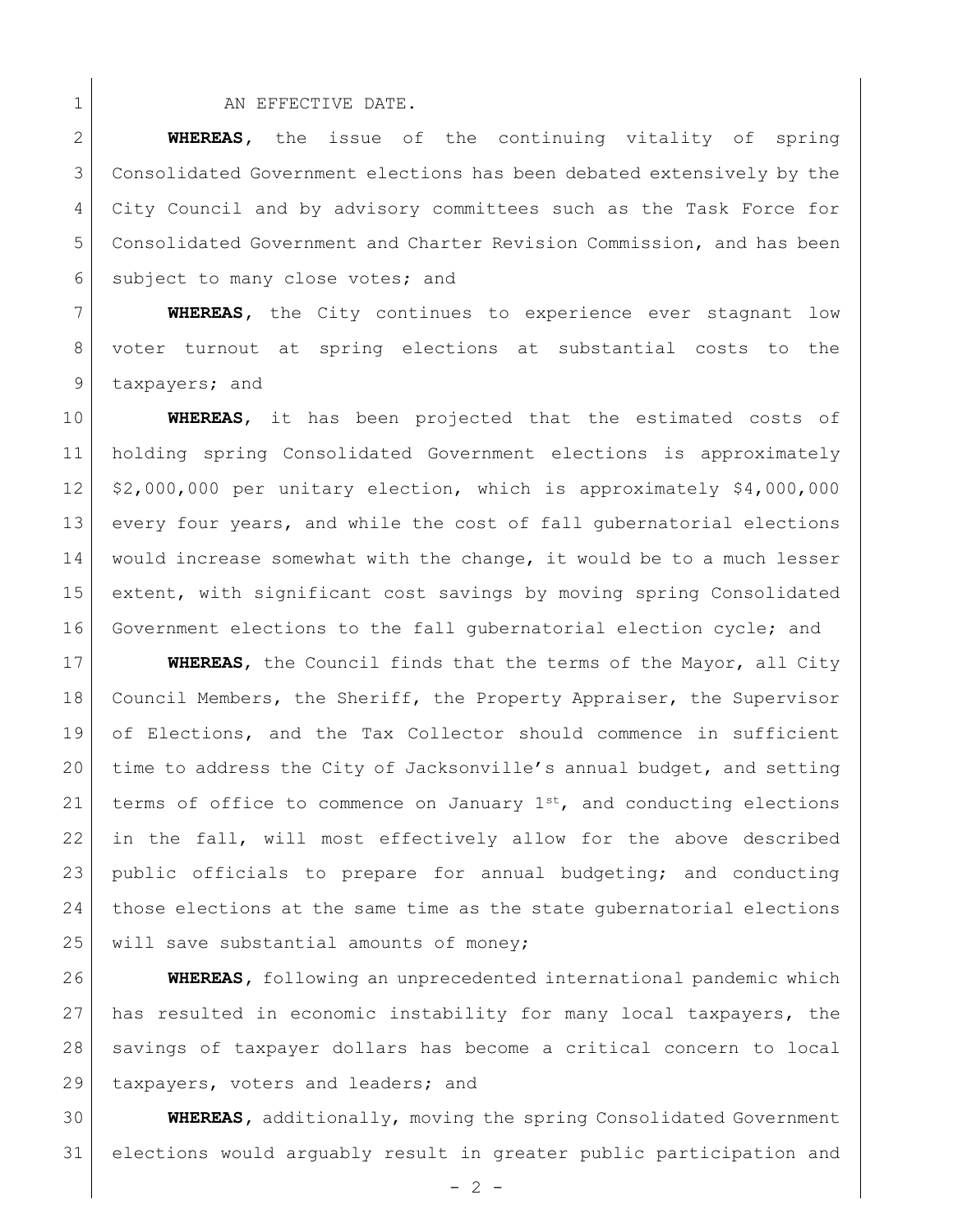AN EFFECTIVE DATE.

**WHEREAS**, the issue of the continuing vitality of spring Consolidated Government elections has been debated extensively by the City Council and by advisory committees such as the Task Force for Consolidated Government and Charter Revision Commission, and has been subject to many close votes; and

**WHEREAS**, the City continues to experience ever stagnant low voter turnout at spring elections at substantial costs to the taxpayers; and

**WHEREAS**, it has been projected that the estimated costs of holding spring Consolidated Government elections is approximately $2,000,000 per unitary election, which is approximately $4,000,000 every four years, and while the cost of fall gubernatorial elections would increase somewhat with the change, it would be to a much lesser extent, with significant cost savings by moving spring Consolidated Government elections to the fall gubernatorial election cycle; and

**WHEREAS**, the Council finds that the terms of the Mayor, all City Council Members, the Sheriff, the Property Appraiser, the Supervisor of Elections, and the Tax Collector should commence in sufficient time to address the City of Jacksonville's annual budget, and setting terms of office to commence on January 1st, and conducting elections in the fall, will most effectively allow for the above described public officials to prepare for annual budgeting; and conducting those elections at the same time as the state gubernatorial elections will save substantial amounts of money;

**WHEREAS**, following an unprecedented international pandemic which has resulted in economic instability for many local taxpayers, the savings of taxpayer dollars has become a critical concern to local taxpayers, voters and leaders; and

**WHEREAS**, additionally, moving the spring Consolidated Government elections would arguably result in greater public participation and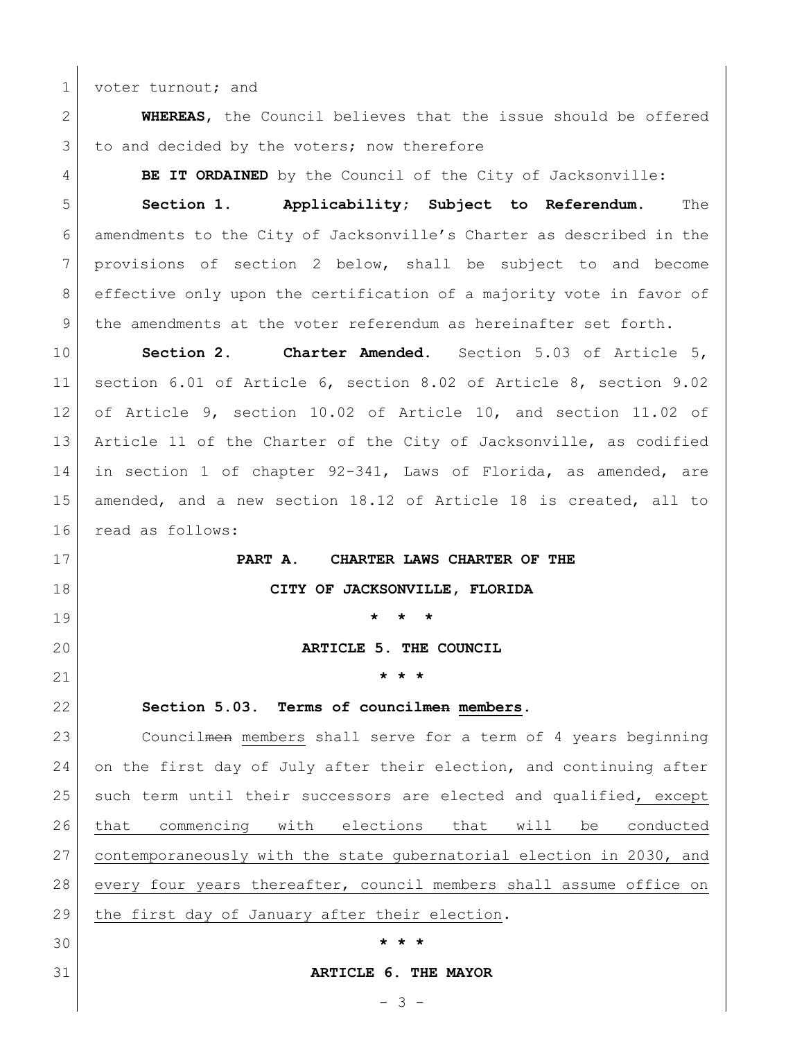voter turnout; and

**WHEREAS**, the Council believes that the issue should be offered to and decided by the voters; now therefore

**BE IT ORDAINED** by the Council of the City of Jacksonville:

**Section 1. Applicability; Subject to Referendum.** The amendments to the City of Jacksonville's Charter as described in the provisions of section 2 below, shall be subject to and become effective only upon the certification of a majority vote in favor of the amendments at the voter referendum as hereinafter set forth.

**Section 2. Charter Amended.** Section 5.03 of Article 5, section 6.01 of Article 6, section 8.02 of Article 8, section 9.02 of Article 9, section 10.02 of Article 10, and section 11.02 of Article 11 of the Charter of the City of Jacksonville, as codified in section 1 of chapter 92-341, Laws of Florida, as amended, are amended, and a new section 18.12 of Article 18 is created, all to read as follows:

**PART A. CHARTER LAWS CHARTER OF THE**

**CITY OF JACKSONVILLE, FLORIDA**

**\* \* \***

**ARTICLE 5. THE COUNCIL**

**\* \* \***

**Section 5.03. Terms of council~~men~~ <u>members</u>.**

Council~~men~~ <u>members</u> shall serve for a term of 4 years beginning on the first day of July after their election, and continuing after such term until their successors are elected and qualified<u>, except that commencing with elections that will be conducted contemporaneously with the state gubernatorial election in 2030, and every four years thereafter, council members shall assume office on the first day of January after their election</u>.

**\* \* \***

**ARTICLE 6. THE MAYOR**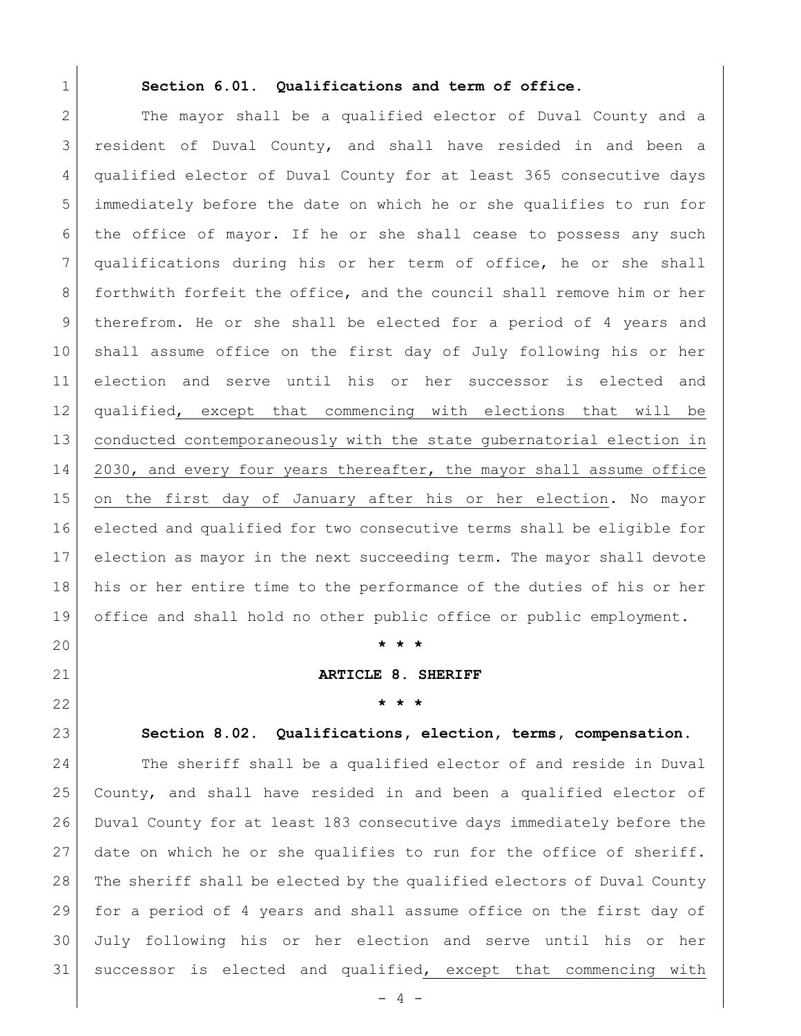**Section 6.01. Qualifications and term of office.**

The mayor shall be a qualified elector of Duval County and a resident of Duval County, and shall have resided in and been a qualified elector of Duval County for at least 365 consecutive days immediately before the date on which he or she qualifies to run for the office of mayor. If he or she shall cease to possess any such qualifications during his or her term of office, he or she shall forthwith forfeit the office, and the council shall remove him or her therefrom. He or she shall be elected for a period of 4 years and shall assume office on the first day of July following his or her election and serve until his or her successor is elected and qualified<u>, except that commencing with elections that will be conducted contemporaneously with the state gubernatorial election in 2030, and every four years thereafter, the mayor shall assume office on the first day of January after his or her election</u>. No mayor elected and qualified for two consecutive terms shall be eligible for election as mayor in the next succeeding term. The mayor shall devote his or her entire time to the performance of the duties of his or her office and shall hold no other public office or public employment.

**\* \* \***

**ARTICLE 8. SHERIFF**

**\* \* \***

**Section 8.02. Qualifications, election, terms, compensation.**

The sheriff shall be a qualified elector of and reside in Duval County, and shall have resided in and been a qualified elector of Duval County for at least 183 consecutive days immediately before the date on which he or she qualifies to run for the office of sheriff. The sheriff shall be elected by the qualified electors of Duval County for a period of 4 years and shall assume office on the first day of July following his or her election and serve until his or her successor is elected and qualified<u>, except that commencing with</u>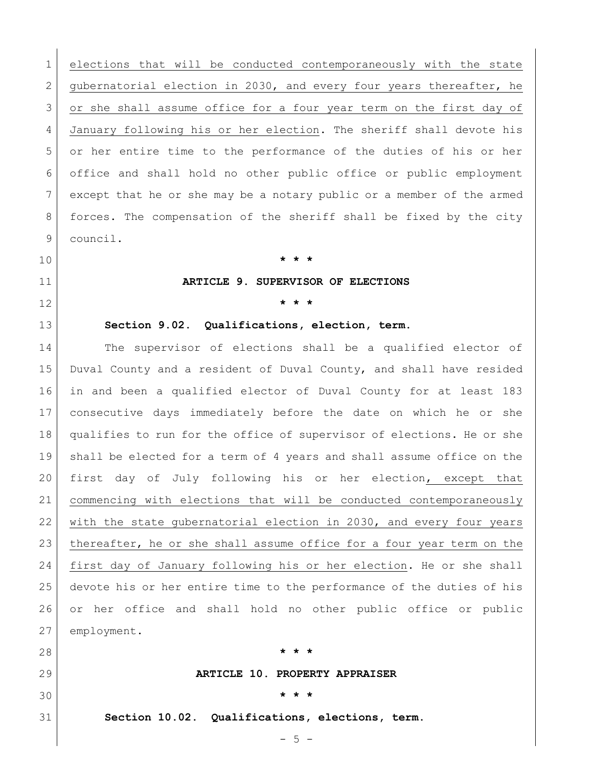elections that will be conducted contemporaneously with the state gubernatorial election in 2030, and every four years thereafter, he or she shall assume office for a four year term on the first day of January following his or her election. The sheriff shall devote his or her entire time to the performance of the duties of his or her office and shall hold no other public office or public employment except that he or she may be a notary public or a member of the armed forces. The compensation of the sheriff shall be fixed by the city council.

* * *

**ARTICLE 9. SUPERVISOR OF ELECTIONS**

* * *

**Section 9.02. Qualifications, election, term.**

The supervisor of elections shall be a qualified elector of Duval County and a resident of Duval County, and shall have resided in and been a qualified elector of Duval County for at least 183 consecutive days immediately before the date on which he or she qualifies to run for the office of supervisor of elections. He or she shall be elected for a term of 4 years and shall assume office on the first day of July following his or her election, except that commencing with elections that will be conducted contemporaneously with the state gubernatorial election in 2030, and every four years thereafter, he or she shall assume office for a four year term on the first day of January following his or her election. He or she shall devote his or her entire time to the performance of the duties of his or her office and shall hold no other public office or public employment.

* * *

**ARTICLE 10. PROPERTY APPRAISER**

* * *

**Section 10.02. Qualifications, elections, term.**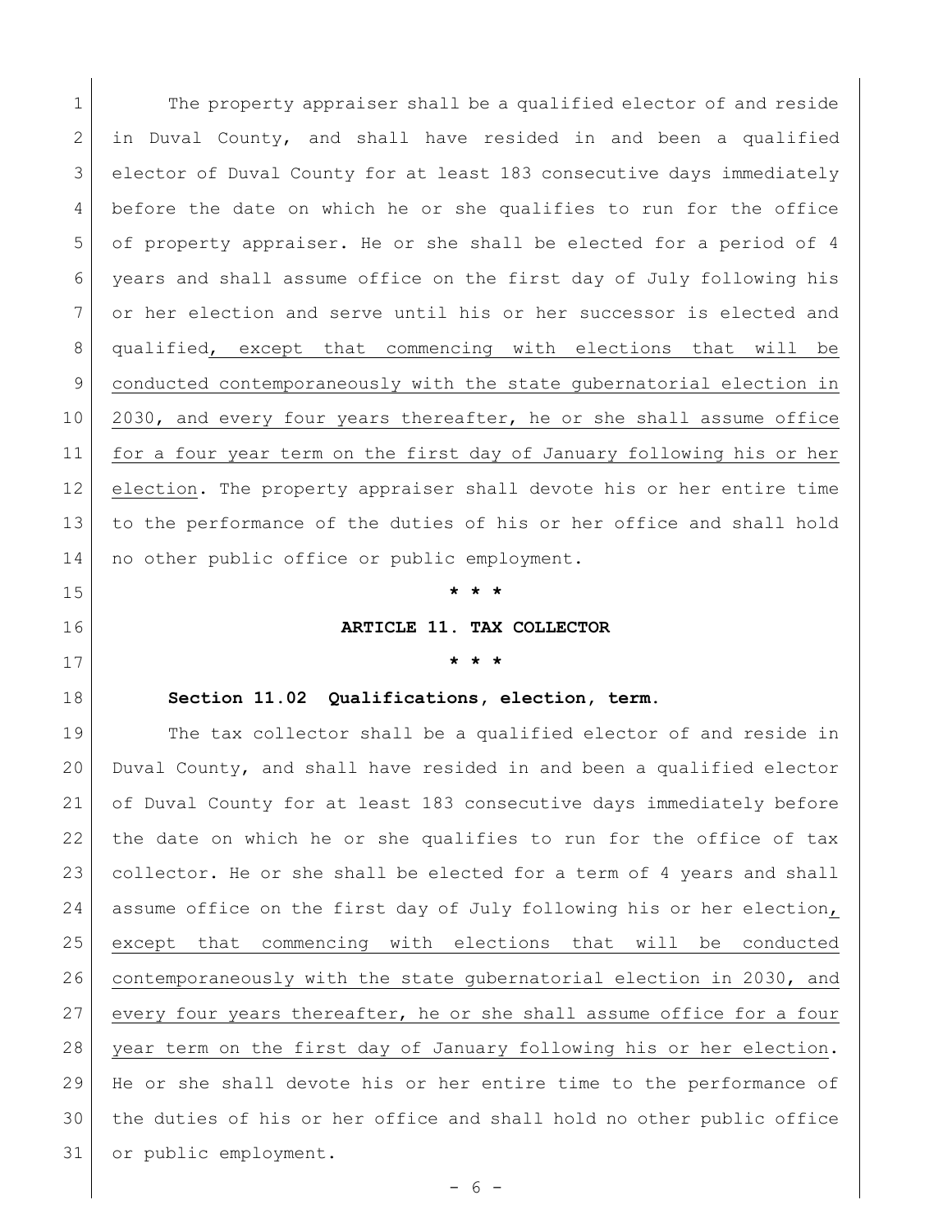The property appraiser shall be a qualified elector of and reside in Duval County, and shall have resided in and been a qualified elector of Duval County for at least 183 consecutive days immediately before the date on which he or she qualifies to run for the office of property appraiser. He or she shall be elected for a period of 4 years and shall assume office on the first day of July following his or her election and serve until his or her successor is elected and qualified<u>, except that commencing with elections that will be conducted contemporaneously with the state gubernatorial election in 2030, and every four years thereafter, he or she shall assume office for a four year term on the first day of January following his or her election</u>. The property appraiser shall devote his or her entire time to the performance of the duties of his or her office and shall hold no other public office or public employment.

**\* \* \***

**ARTICLE 11. TAX COLLECTOR**

**\* \* \***

**Section 11.02 Qualifications, election, term.**

The tax collector shall be a qualified elector of and reside in Duval County, and shall have resided in and been a qualified elector of Duval County for at least 183 consecutive days immediately before the date on which he or she qualifies to run for the office of tax collector. He or she shall be elected for a term of 4 years and shall assume office on the first day of July following his or her election<u>, except that commencing with elections that will be conducted contemporaneously with the state gubernatorial election in 2030, and every four years thereafter, he or she shall assume office for a four year term on the first day of January following his or her election</u>. He or she shall devote his or her entire time to the performance of the duties of his or her office and shall hold no other public office or public employment.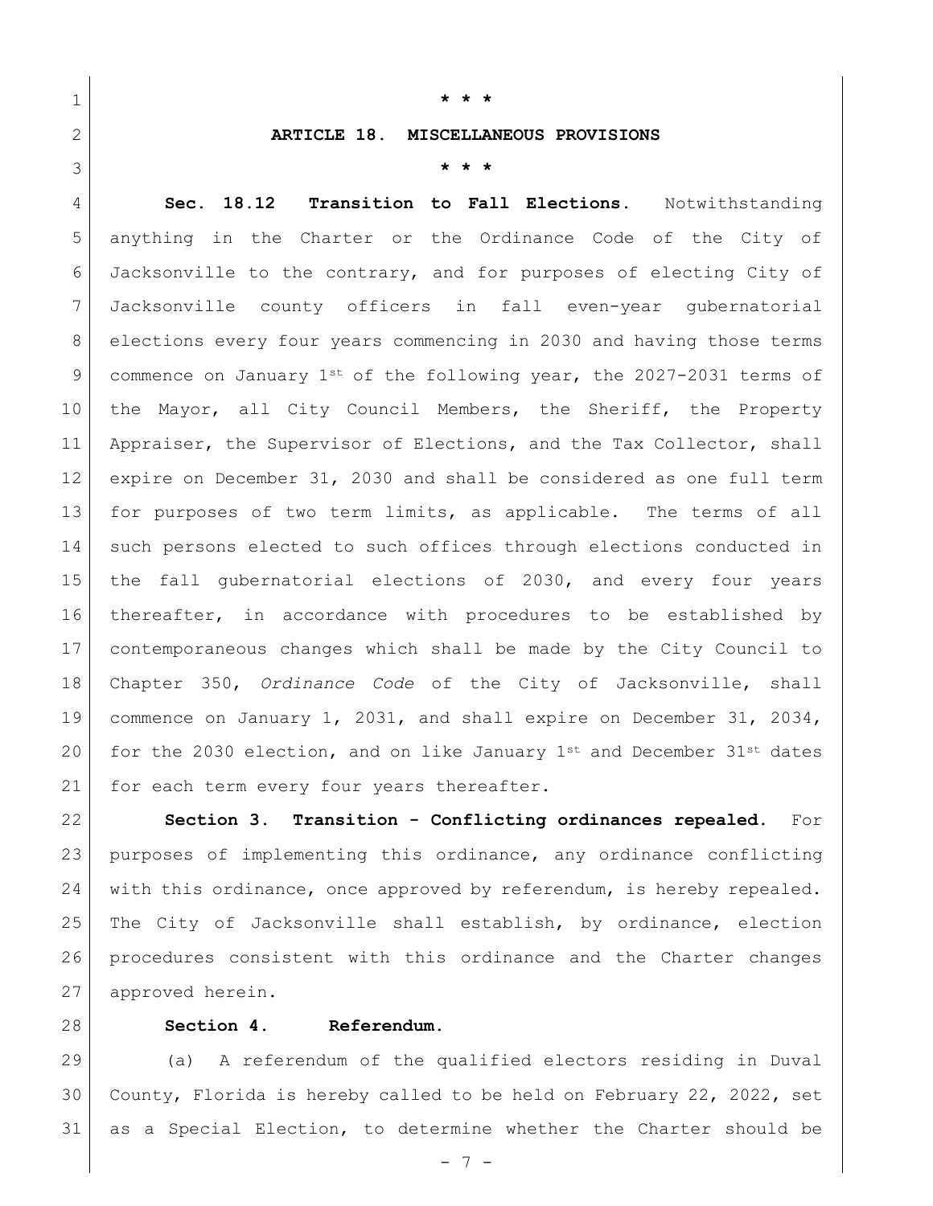\* \* \*

**ARTICLE 18. MISCELLANEOUS PROVISIONS**

\* \* \*

**Sec. 18.12 Transition to Fall Elections.** Notwithstanding anything in the Charter or the Ordinance Code of the City of Jacksonville to the contrary, and for purposes of electing City of Jacksonville county officers in fall even-year gubernatorial elections every four years commencing in 2030 and having those terms commence on January 1st of the following year, the 2027-2031 terms of the Mayor, all City Council Members, the Sheriff, the Property Appraiser, the Supervisor of Elections, and the Tax Collector, shall expire on December 31, 2030 and shall be considered as one full term for purposes of two term limits, as applicable. The terms of all such persons elected to such offices through elections conducted in the fall gubernatorial elections of 2030, and every four years thereafter, in accordance with procedures to be established by contemporaneous changes which shall be made by the City Council to Chapter 350, *Ordinance Code* of the City of Jacksonville, shall commence on January 1, 2031, and shall expire on December 31, 2034, for the 2030 election, and on like January 1st and December 31st dates for each term every four years thereafter.

**Section 3. Transition - Conflicting ordinances repealed.** For purposes of implementing this ordinance, any ordinance conflicting with this ordinance, once approved by referendum, is hereby repealed. The City of Jacksonville shall establish, by ordinance, election procedures consistent with this ordinance and the Charter changes approved herein.

**Section 4. Referendum.**

(a) A referendum of the qualified electors residing in Duval County, Florida is hereby called to be held on February 22, 2022, set as a Special Election, to determine whether the Charter should be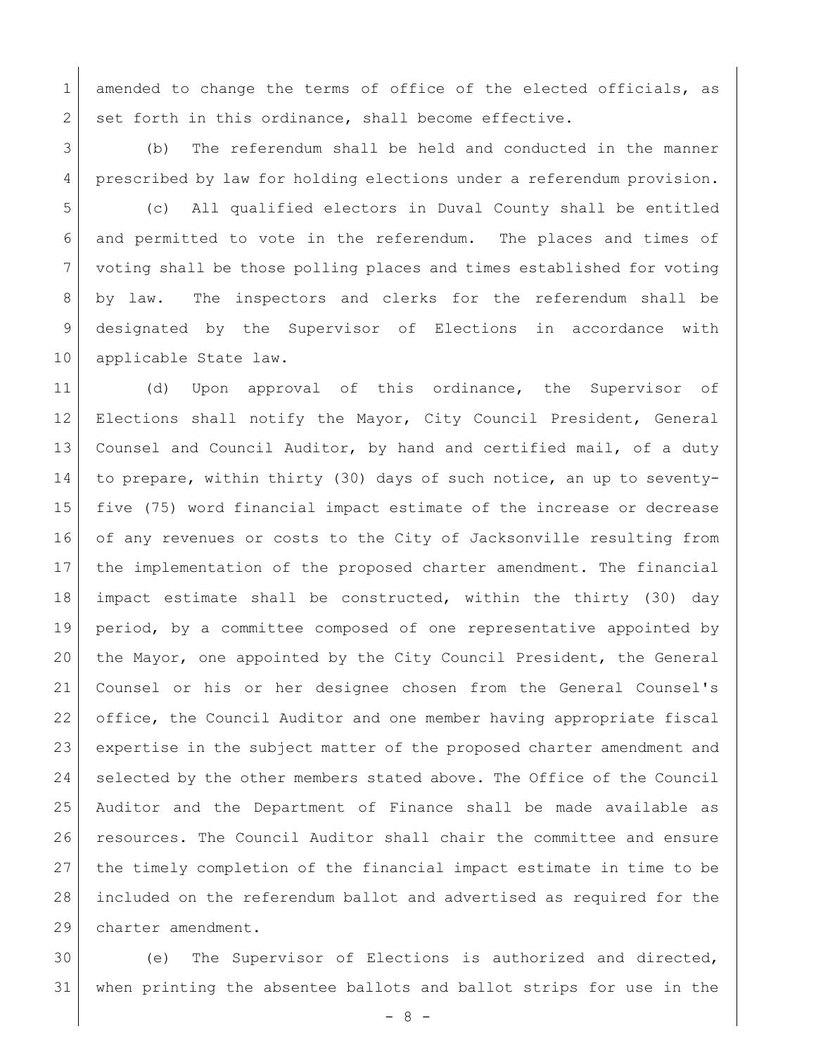amended to change the terms of office of the elected officials, as set forth in this ordinance, shall become effective.

(b) The referendum shall be held and conducted in the manner prescribed by law for holding elections under a referendum provision.

(c) All qualified electors in Duval County shall be entitled and permitted to vote in the referendum. The places and times of voting shall be those polling places and times established for voting by law. The inspectors and clerks for the referendum shall be designated by the Supervisor of Elections in accordance with applicable State law.

(d) Upon approval of this ordinance, the Supervisor of Elections shall notify the Mayor, City Council President, General Counsel and Council Auditor, by hand and certified mail, of a duty to prepare, within thirty (30) days of such notice, an up to seventy-five (75) word financial impact estimate of the increase or decrease of any revenues or costs to the City of Jacksonville resulting from the implementation of the proposed charter amendment. The financial impact estimate shall be constructed, within the thirty (30) day period, by a committee composed of one representative appointed by the Mayor, one appointed by the City Council President, the General Counsel or his or her designee chosen from the General Counsel's office, the Council Auditor and one member having appropriate fiscal expertise in the subject matter of the proposed charter amendment and selected by the other members stated above. The Office of the Council Auditor and the Department of Finance shall be made available as resources. The Council Auditor shall chair the committee and ensure the timely completion of the financial impact estimate in time to be included on the referendum ballot and advertised as required for the charter amendment.

(e) The Supervisor of Elections is authorized and directed, when printing the absentee ballots and ballot strips for use in the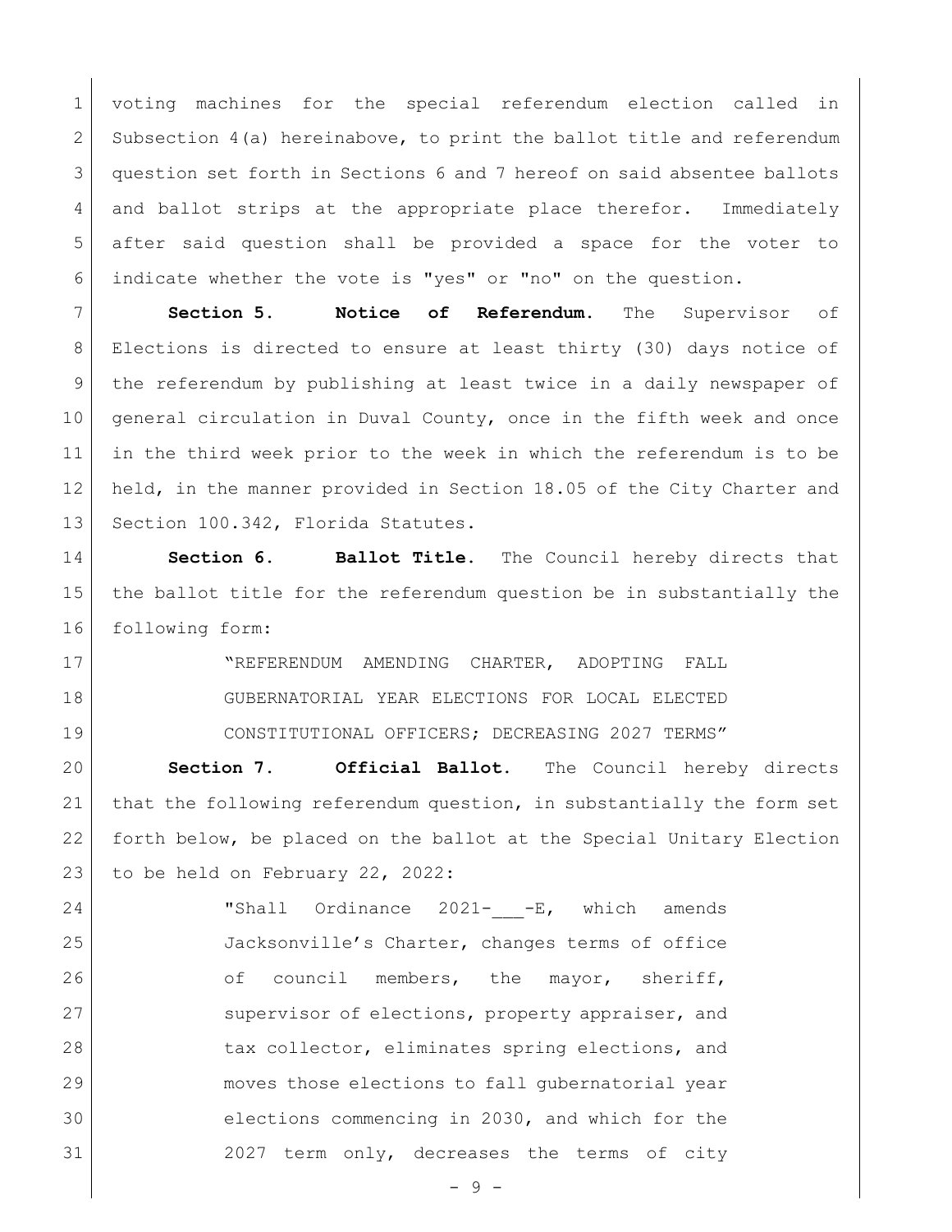voting machines for the special referendum election called in Subsection 4(a) hereinabove, to print the ballot title and referendum question set forth in Sections 6 and 7 hereof on said absentee ballots and ballot strips at the appropriate place therefor. Immediately after said question shall be provided a space for the voter to indicate whether the vote is "yes" or "no" on the question.

**Section 5. Notice of Referendum.** The Supervisor of Elections is directed to ensure at least thirty (30) days notice of the referendum by publishing at least twice in a daily newspaper of general circulation in Duval County, once in the fifth week and once in the third week prior to the week in which the referendum is to be held, in the manner provided in Section 18.05 of the City Charter and Section 100.342, Florida Statutes.

**Section 6. Ballot Title.** The Council hereby directs that the ballot title for the referendum question be in substantially the following form:

> "REFERENDUM AMENDING CHARTER, ADOPTING FALL GUBERNATORIAL YEAR ELECTIONS FOR LOCAL ELECTED CONSTITUTIONAL OFFICERS; DECREASING 2027 TERMS"

**Section 7. Official Ballot.** The Council hereby directs that the following referendum question, in substantially the form set forth below, be placed on the ballot at the Special Unitary Election to be held on February 22, 2022:

> "Shall Ordinance 2021-___-E, which amends Jacksonville's Charter, changes terms of office of council members, the mayor, sheriff, supervisor of elections, property appraiser, and tax collector, eliminates spring elections, and moves those elections to fall gubernatorial year elections commencing in 2030, and which for the 2027 term only, decreases the terms of city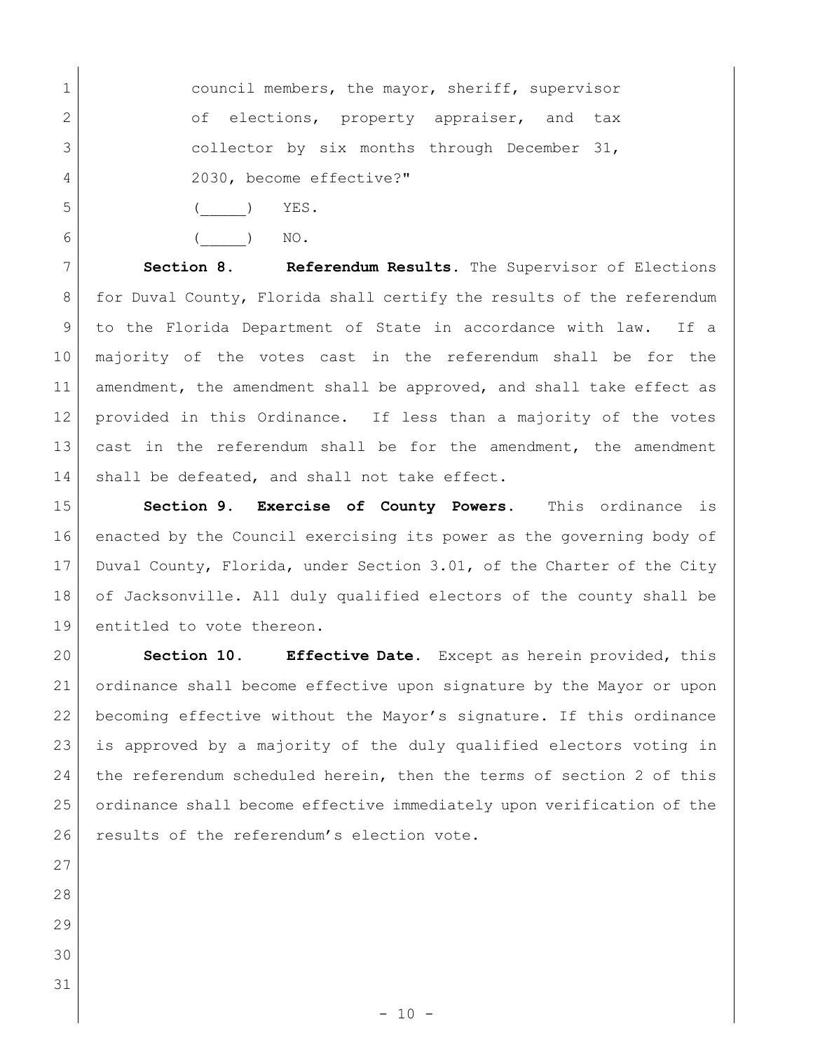council members, the mayor, sheriff, supervisor of elections, property appraiser, and tax collector by six months through December 31, 2030, become effective?"

(\_\_\_\_\_) YES.

(\_\_\_\_\_) NO.

**Section 8. Referendum Results.** The Supervisor of Elections for Duval County, Florida shall certify the results of the referendum to the Florida Department of State in accordance with law. If a majority of the votes cast in the referendum shall be for the amendment, the amendment shall be approved, and shall take effect as provided in this Ordinance. If less than a majority of the votes cast in the referendum shall be for the amendment, the amendment shall be defeated, and shall not take effect.

**Section 9. Exercise of County Powers.** This ordinance is enacted by the Council exercising its power as the governing body of Duval County, Florida, under Section 3.01, of the Charter of the City of Jacksonville. All duly qualified electors of the county shall be entitled to vote thereon.

**Section 10. Effective Date.** Except as herein provided, this ordinance shall become effective upon signature by the Mayor or upon becoming effective without the Mayor's signature. If this ordinance is approved by a majority of the duly qualified electors voting in the referendum scheduled herein, then the terms of section 2 of this ordinance shall become effective immediately upon verification of the results of the referendum's election vote.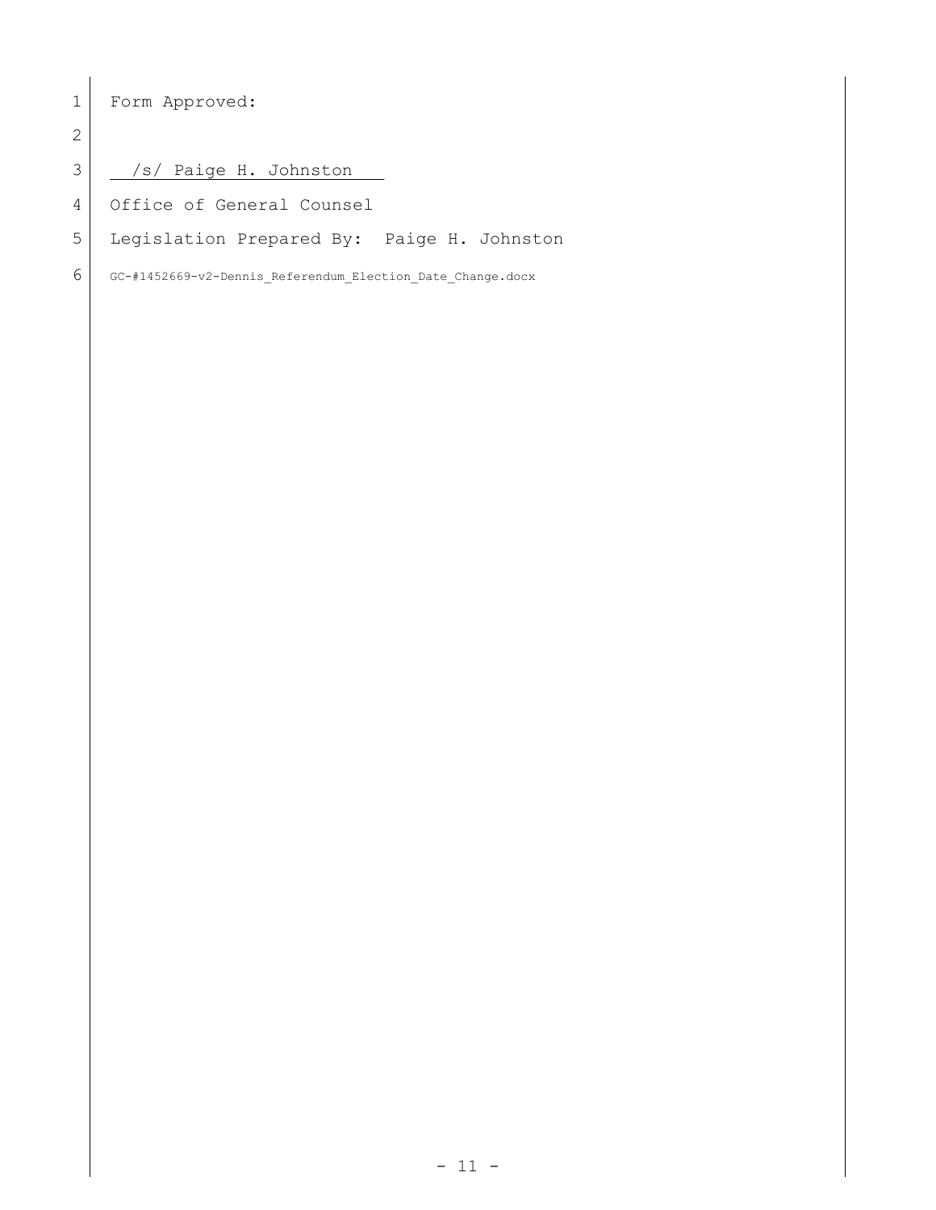Form Approved:

/s/ Paige H. Johnston

Office of General Counsel

Legislation Prepared By: Paige H. Johnston

GC-#1452669-v2-Dennis_Referendum_Election_Date_Change.docx